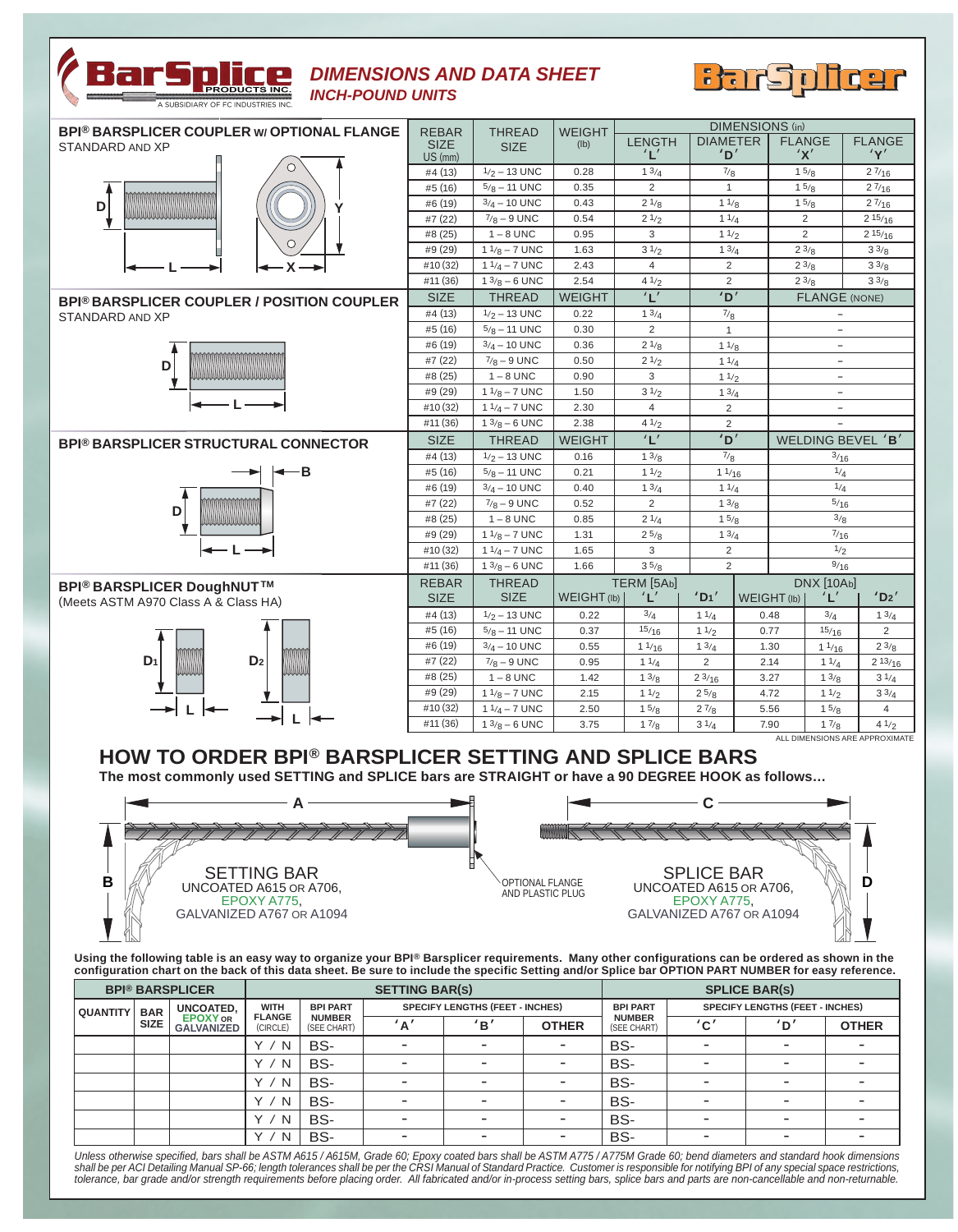# BarSplice PRODUCTS INC.

A SUBSIDIARY OF FC INDUSTRIES INC.

## DIMENSIONS AND DATA SHEET
### INCH-POUND UNITS

BarSplicer

### BPI® BARSPLICER COUPLER w/ OPTIONAL FLANGE
STANDARD AND XP

| REBAR SIZE US (mm) | THREAD SIZE | WEIGHT (lb) | LENGTH 'L' | DIAMETER 'D' | FLANGE 'X' | FLANGE 'Y' |
|---|---|---|---|---|---|---|
| #4 (13) | 1/2 – 13 UNC | 0.28 | 1 3/4 | 7/8 | 1 5/8 | 2 7/16 |
| #5 (16) | 5/8 – 11 UNC | 0.35 | 2 | 1 | 1 5/8 | 2 7/16 |
| #6 (19) | 3/4 – 10 UNC | 0.43 | 2 1/8 | 1 1/8 | 1 5/8 | 2 7/16 |
| #7 (22) | 7/8 – 9 UNC | 0.54 | 2 1/2 | 1 1/4 | 2 | 2 15/16 |
| #8 (25) | 1 – 8 UNC | 0.95 | 3 | 1 1/2 | 2 | 2 15/16 |
| #9 (29) | 1 1/8 – 7 UNC | 1.63 | 3 1/2 | 1 3/4 | 2 3/8 | 3 3/8 |
| #10 (32) | 1 1/4 – 7 UNC | 2.43 | 4 | 2 | 2 3/8 | 3 3/8 |
| #11 (36) | 1 3/8 – 6 UNC | 2.54 | 4 1/2 | 2 | 2 3/8 | 3 3/8 |

### BPI® BARSPLICER COUPLER / POSITION COUPLER
STANDARD AND XP

| SIZE | THREAD | WEIGHT | 'L' | 'D' | FLANGE (NONE) |
|---|---|---|---|---|---|
| #4 (13) | 1/2 – 13 UNC | 0.22 | 1 3/4 | 7/8 | – |
| #5 (16) | 5/8 – 11 UNC | 0.30 | 2 | 1 | – |
| #6 (19) | 3/4 – 10 UNC | 0.36 | 2 1/8 | 1 1/8 | – |
| #7 (22) | 7/8 – 9 UNC | 0.50 | 2 1/2 | 1 1/4 | – |
| #8 (25) | 1 – 8 UNC | 0.90 | 3 | 1 1/2 | – |
| #9 (29) | 1 1/8 – 7 UNC | 1.50 | 3 1/2 | 1 3/4 | – |
| #10 (32) | 1 1/4 – 7 UNC | 2.30 | 4 | 2 | – |
| #11 (36) | 1 3/8 – 6 UNC | 2.38 | 4 1/2 | 2 | – |

### BPI® BARSPLICER STRUCTURAL CONNECTOR

| SIZE | THREAD | WEIGHT | 'L' | 'D' | WELDING BEVEL 'B' |
|---|---|---|---|---|---|
| #4 (13) | 1/2 – 13 UNC | 0.16 | 1 3/8 | 7/8 | 3/16 |
| #5 (16) | 5/8 – 11 UNC | 0.21 | 1 1/2 | 1 1/16 | 1/4 |
| #6 (19) | 3/4 – 10 UNC | 0.40 | 1 3/4 | 1 1/4 | 1/4 |
| #7 (22) | 7/8 – 9 UNC | 0.52 | 2 | 1 3/8 | 5/16 |
| #8 (25) | 1 – 8 UNC | 0.85 | 2 1/4 | 1 5/8 | 3/8 |
| #9 (29) | 1 1/8 – 7 UNC | 1.31 | 2 5/8 | 1 3/4 | 7/16 |
| #10 (32) | 1 1/4 – 7 UNC | 1.65 | 3 | 2 | 1/2 |
| #11 (36) | 1 3/8 – 6 UNC | 1.66 | 3 5/8 | 2 | 9/16 |

### BPI® BARSPLICER DoughNUT™
(Meets ASTM A970 Class A & Class HA)

| REBAR SIZE | THREAD SIZE | TERM [5Ab] WEIGHT (lb) | TERM [5Ab] 'L' | TERM [5Ab] '$D_1$' | DNX [10Ab] WEIGHT (lb) | DNX [10Ab] 'L' | DNX [10Ab] '$D_2$' |
|---|---|---|---|---|---|---|---|
| #4 (13) | 1/2 – 13 UNC | 0.22 | 3/4 | 1 1/4 | 0.48 | 3/4 | 1 3/4 |
| #5 (16) | 5/8 – 11 UNC | 0.37 | 15/16 | 1 1/2 | 0.77 | 15/16 | 2 |
| #6 (19) | 3/4 – 10 UNC | 0.55 | 1 1/16 | 1 3/4 | 1.30 | 1 1/16 | 2 3/8 |
| #7 (22) | 7/8 – 9 UNC | 0.95 | 1 1/4 | 2 | 2.14 | 1 1/4 | 2 13/16 |
| #8 (25) | 1 – 8 UNC | 1.42 | 1 3/8 | 2 3/16 | 3.27 | 1 3/8 | 3 1/4 |
| #9 (29) | 1 1/8 – 7 UNC | 2.15 | 1 1/2 | 2 5/8 | 4.72 | 1 1/2 | 3 3/4 |
| #10 (32) | 1 1/4 – 7 UNC | 2.50 | 1 5/8 | 2 7/8 | 5.56 | 1 5/8 | 4 |
| #11 (36) | 1 3/8 – 6 UNC | 3.75 | 1 7/8 | 3 1/4 | 7.90 | 1 7/8 | 4 1/2 |

ALL DIMENSIONS ARE APPROXIMATE

## HOW TO ORDER BPI® BARSPLICER SETTING AND SPLICE BARS

**The most commonly used SETTING and SPLICE bars are STRAIGHT or have a 90 DEGREE HOOK as follows…**

SETTING BAR
UNCOATED A615 OR A706,
EPOXY A775,
GALVANIZED A767 OR A1094

OPTIONAL FLANGE AND PLASTIC PLUG

SPLICE BAR
UNCOATED A615 OR A706,
EPOXY A775,
GALVANIZED A767 OR A1094

**Using the following table is an easy way to organize your BPI® Barsplicer requirements. Many other configurations can be ordered as shown in the configuration chart on the back of this data sheet. Be sure to include the specific Setting and/or Splice bar OPTION PART NUMBER for easy reference.**

| BPI® BARSPLICER | | | SETTING BAR(S) | | | | | SPLICE BAR(S) | | | |
|---|---|---|---|---|---|---|---|---|---|---|---|
| QUANTITY | BAR SIZE | UNCOATED, EPOXY OR GALVANIZED | WITH FLANGE (CIRCLE) | BPI PART NUMBER (SEE CHART) | SPECIFY LENGTHS (FEET - INCHES) 'A' | 'B' | OTHER | BPI PART NUMBER (SEE CHART) | SPECIFY LENGTHS (FEET - INCHES) 'C' | 'D' | OTHER |
| | | | Y / N | BS- | - | - | - | BS- | - | - | - |
| | | | Y / N | BS- | - | - | - | BS- | - | - | - |
| | | | Y / N | BS- | - | - | - | BS- | - | - | - |
| | | | Y / N | BS- | - | - | - | BS- | - | - | - |
| | | | Y / N | BS- | - | - | - | BS- | - | - | - |
| | | | Y / N | BS- | - | - | - | BS- | - | - | - |

*Unless otherwise specified, bars shall be ASTM A615 / A615M, Grade 60; Epoxy coated bars shall be ASTM A775 / A775M Grade 60; bend diameters and standard hook dimensions shall be per ACI Detailing Manual SP-66; length tolerances shall be per the CRSI Manual of Standard Practice. Customer is responsible for notifying BPI of any special space restrictions, tolerance, bar grade and/or strength requirements before placing order. All fabricated and/or in-process setting bars, splice bars and parts are non-cancellable and non-returnable.*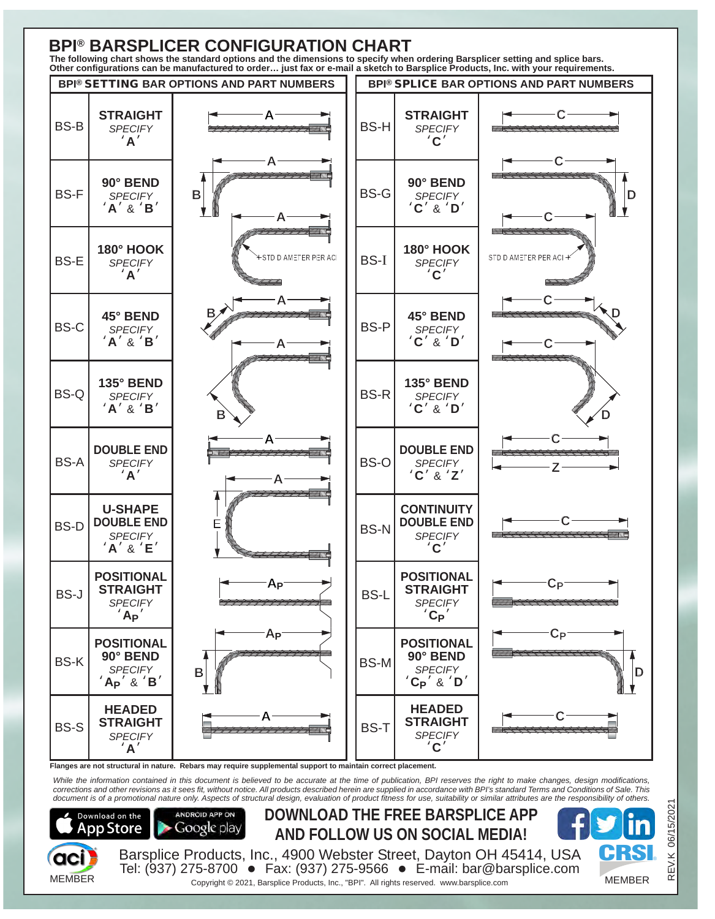# BPI® BARSPLICER CONFIGURATION CHART

**The following chart shows the standard options and the dimensions to specify when ordering Barsplicer setting and splice bars.**
**Other configurations can be manufactured to order… just fax or e-mail a sketch to Barsplice Products, Inc. with your requirements.**

| BPI® SETTING BAR OPTIONS AND PART NUMBERS | | | BPI® SPLICE BAR OPTIONS AND PART NUMBERS | | |
|---|---|---|---|---|---|
| BS-B | **STRAIGHT** *SPECIFY* 'A' | A | BS-H | **STRAIGHT** *SPECIFY* 'C' | C |
| BS-F | **90° BEND** *SPECIFY* 'A' & 'B' | A, B | BS-G | **90° BEND** *SPECIFY* 'C' & 'D' | C, D |
| BS-E | **180° HOOK** *SPECIFY* 'A' | A, STD DIAMETER PER ACI | BS-I | **180° HOOK** *SPECIFY* 'C' | C, STD DIAMETER PER ACI |
| BS-C | **45° BEND** *SPECIFY* 'A' & 'B' | A, B | BS-P | **45° BEND** *SPECIFY* 'C' & 'D' | C, D |
| BS-Q | **135° BEND** *SPECIFY* 'A' & 'B' | A, B | BS-R | **135° BEND** *SPECIFY* 'C' & 'D' | C, D |
| BS-A | **DOUBLE END** *SPECIFY* 'A' | A | BS-O | **DOUBLE END** *SPECIFY* 'C' & 'Z' | C, Z |
| BS-D | **U-SHAPE DOUBLE END** *SPECIFY* 'A' & 'E' | A, E | BS-N | **CONTINUITY DOUBLE END** *SPECIFY* 'C' | C |
| BS-J | **POSITIONAL STRAIGHT** *SPECIFY* '$A_P$' | $A_P$ | BS-L | **POSITIONAL STRAIGHT** *SPECIFY* '$C_P$' | $C_P$ |
| BS-K | **POSITIONAL 90° BEND** *SPECIFY* '$A_P$' & 'B' | $A_P$, B | BS-M | **POSITIONAL 90° BEND** *SPECIFY* '$C_P$' & 'D' | $C_P$, D |
| BS-S | **HEADED STRAIGHT** *SPECIFY* 'A' | A | BS-T | **HEADED STRAIGHT** *SPECIFY* 'C' | C |

**Flanges are not structural in nature. Rebars may require supplemental support to maintain correct placement.**

*While the information contained in this document is believed to be accurate at the time of publication, BPI reserves the right to make changes, design modifications, corrections and other revisions as it sees fit, without notice. All products described herein are supplied in accordance with BPI's standard Terms and Conditions of Sale. This document is of a promotional nature only. Aspects of structural design, evaluation of product fitness for use, suitability or similar attributes are the responsibility of others.*

Download on the App Store | ANDROID APP ON Google play

**DOWNLOAD THE FREE BARSPLICE APP AND FOLLOW US ON SOCIAL MEDIA!**

aci MEMBER

Barsplice Products, Inc., 4900 Webster Street, Dayton OH 45414, USA
Tel: (937) 275-8700 ● Fax: (937) 275-9566 ● E-mail: bar@barsplice.com

Copyright © 2021, Barsplice Products, Inc., "BPI". All rights reserved. www.barsplice.com

CRSI MEMBER

REV.K 06/15/2021